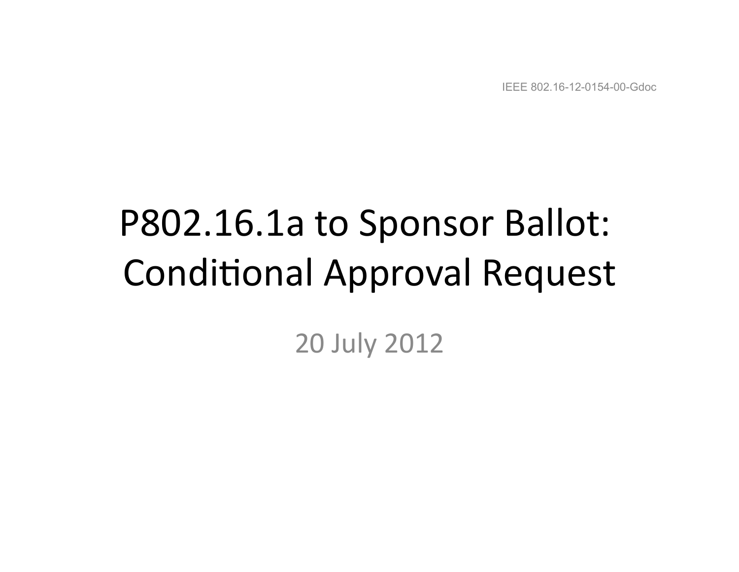IEEE 802.16-12-0154-00-Gdoc

# P802.16.1a to Sponsor Ballot: Conditional Approval Request

20 July 2012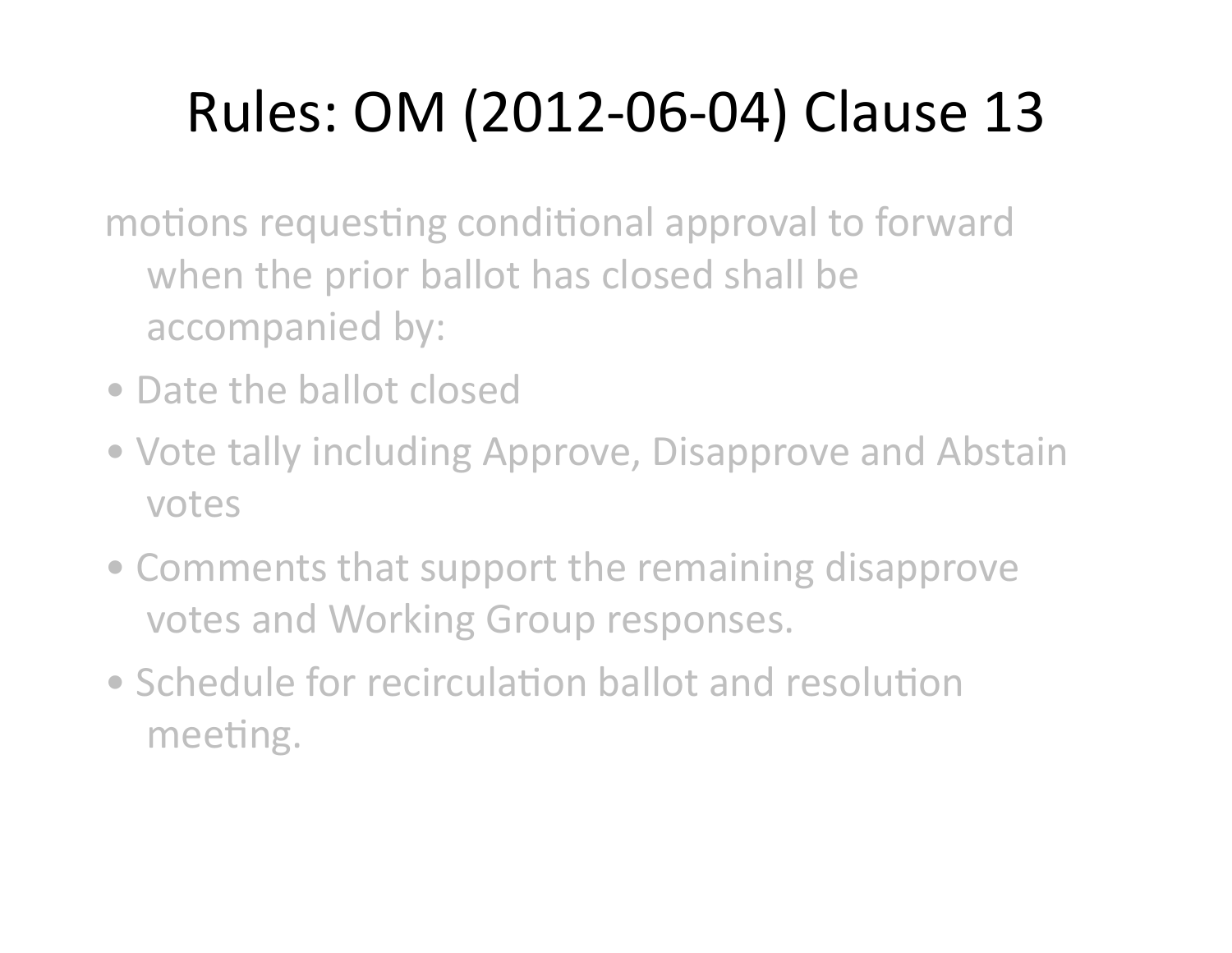# Rules: OM (2012-06-04) Clause 13

motions requesting conditional approval to forward when the prior ballot has closed shall be accompanied by:

- Date the ballot closed
- Vote tally including Approve, Disapprove and Abstain votes
- Comments that support the remaining disapprove votes and Working Group responses.
- Schedule for recirculation ballot and resolution meeting.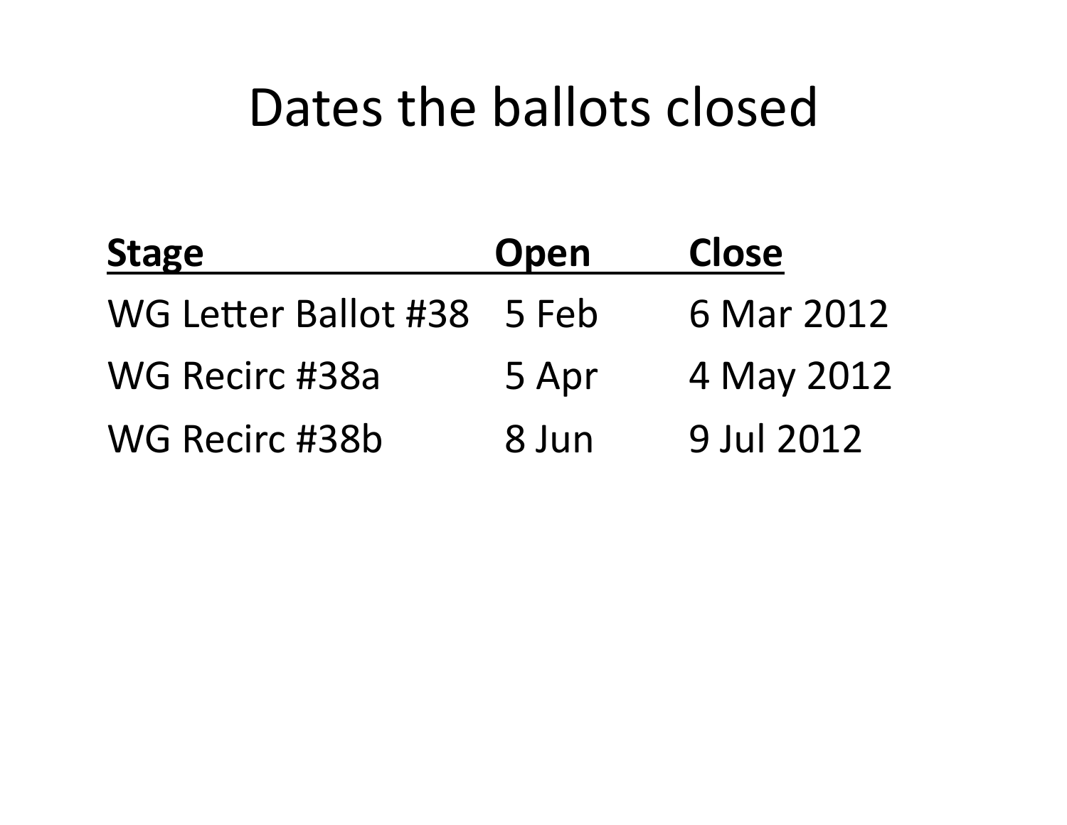# Dates the ballots closed

| Stage | Open | Close |
|---|---|---|
| WG Letter Ballot #38 | 5 Feb | 6 Mar 2012 |
| WG Recirc #38a | 5 Apr | 4 May 2012 |
| WG Recirc #38b | 8 Jun | 9 Jul 2012 |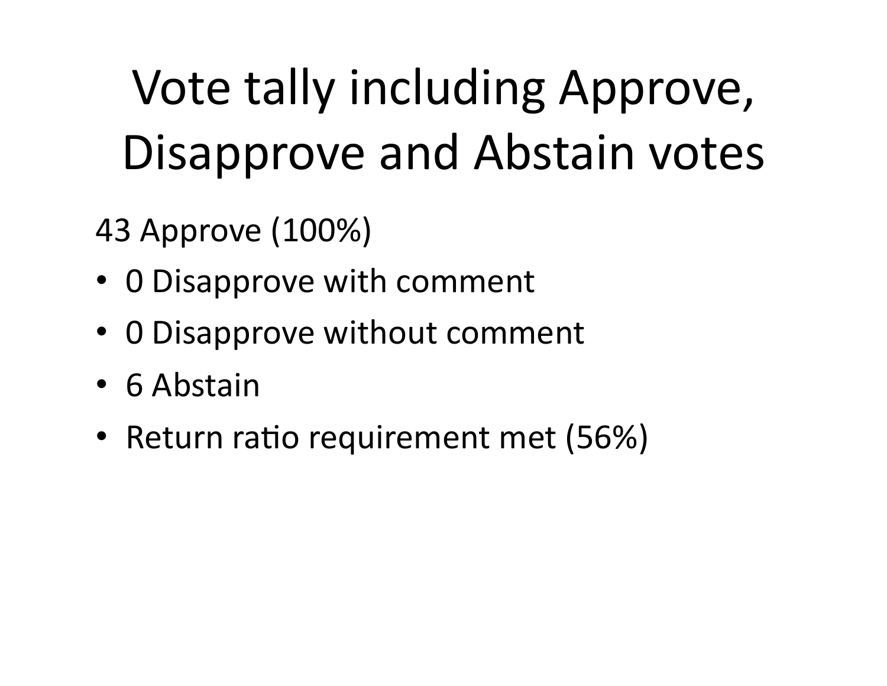# Vote tally including Approve, Disapprove and Abstain votes

43 Approve (100%)

- 0 Disapprove with comment
- 0 Disapprove without comment
- 6 Abstain
- Return ratio requirement met (56%)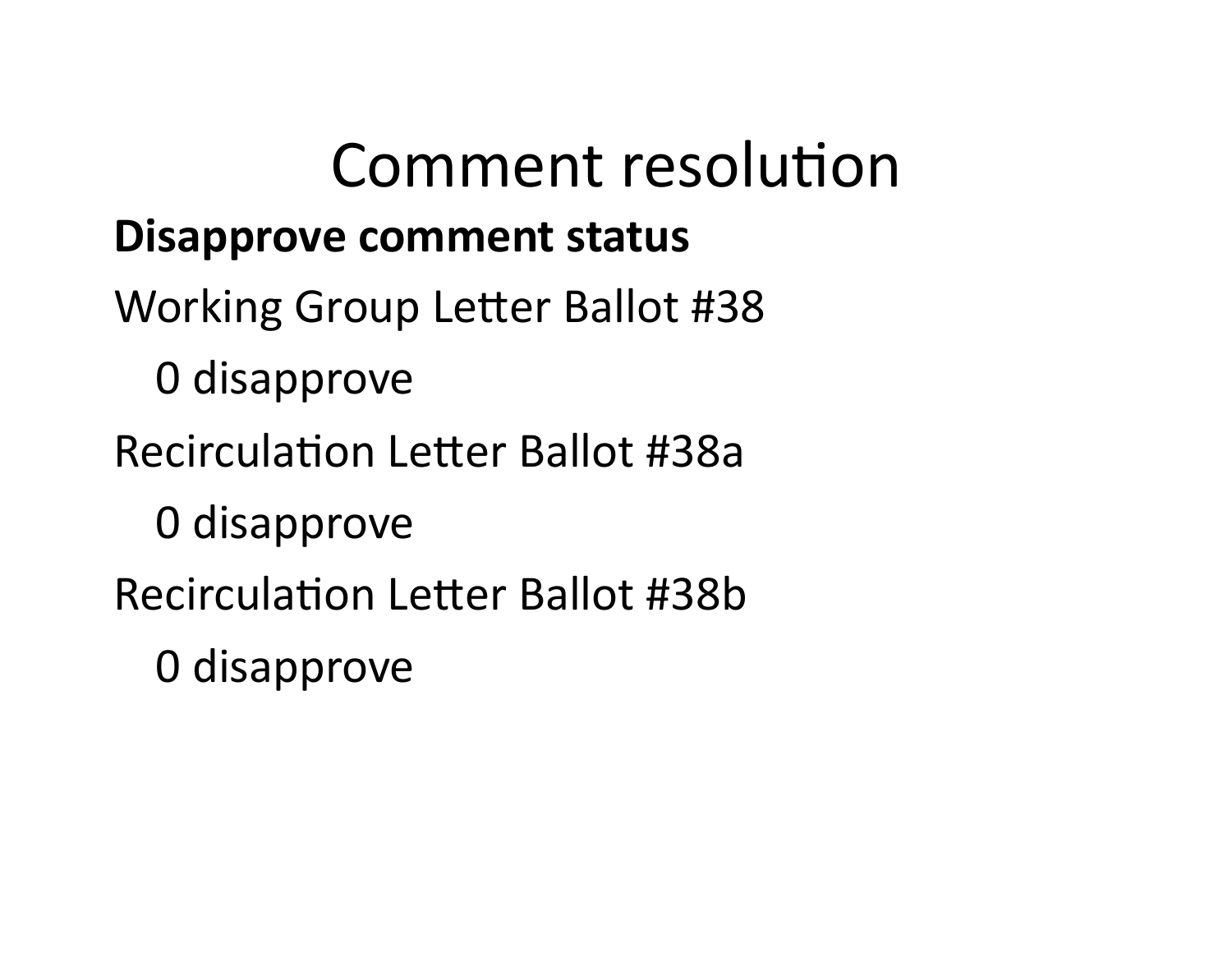# Comment resolution

**Disapprove comment status**

Working Group Letter Ballot #38

0 disapprove

Recirculation Letter Ballot #38a

0 disapprove

Recirculation Letter Ballot #38b

0 disapprove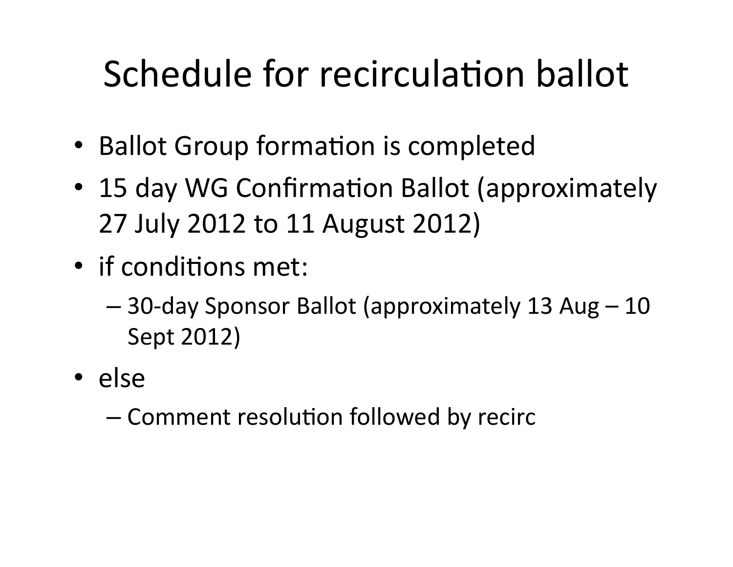# Schedule for recirculation ballot

- Ballot Group formation is completed
- 15 day WG Confirmation Ballot (approximately 27 July 2012 to 11 August 2012)
- if conditions met:
  - 30-day Sponsor Ballot (approximately 13 Aug – 10 Sept 2012)
- else
  - Comment resolution followed by recirc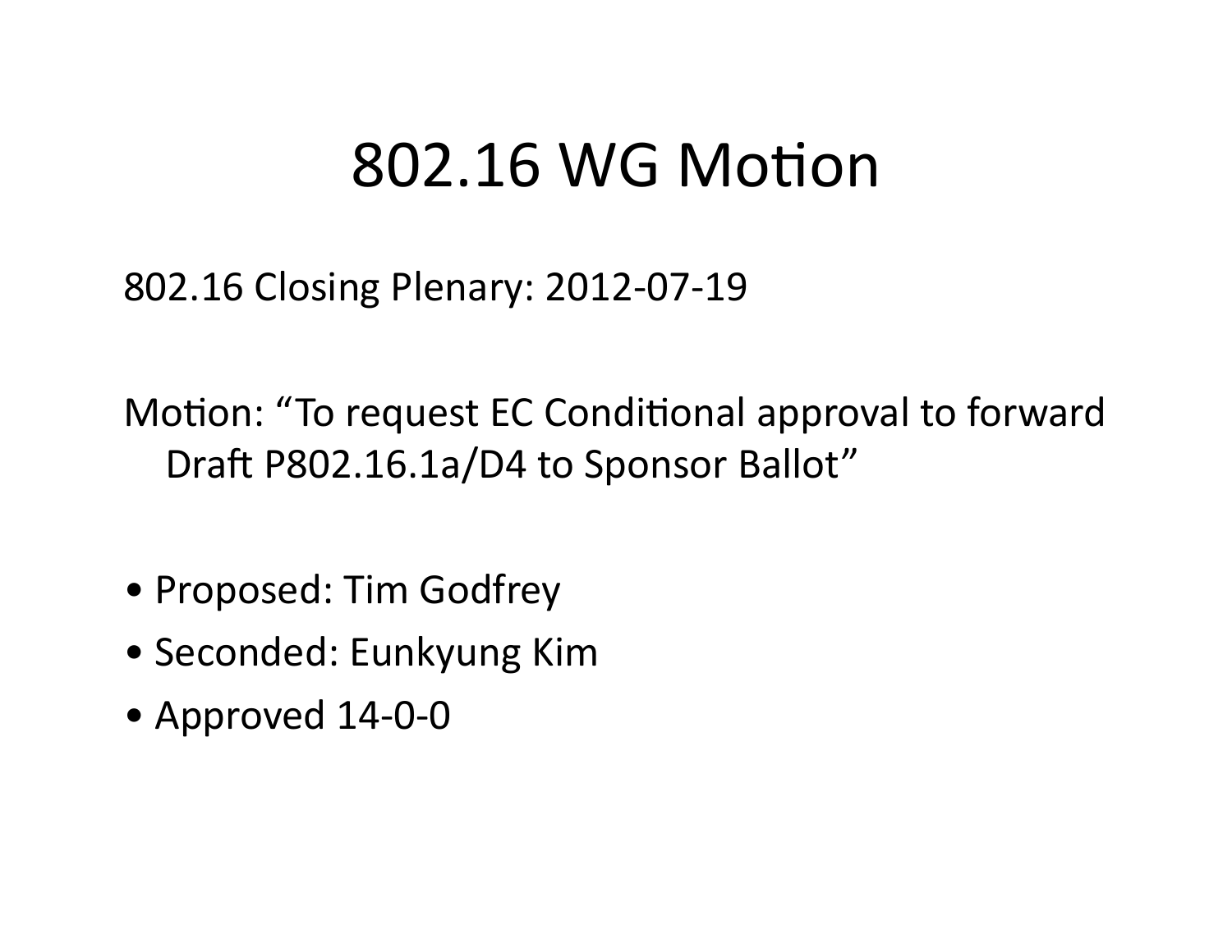# 802.16 WG Motion

802.16 Closing Plenary: 2012-07-19

Motion: “To request EC Conditional approval to forward Draft P802.16.1a/D4 to Sponsor Ballot”

- Proposed: Tim Godfrey
- Seconded: Eunkyung Kim
- Approved 14-0-0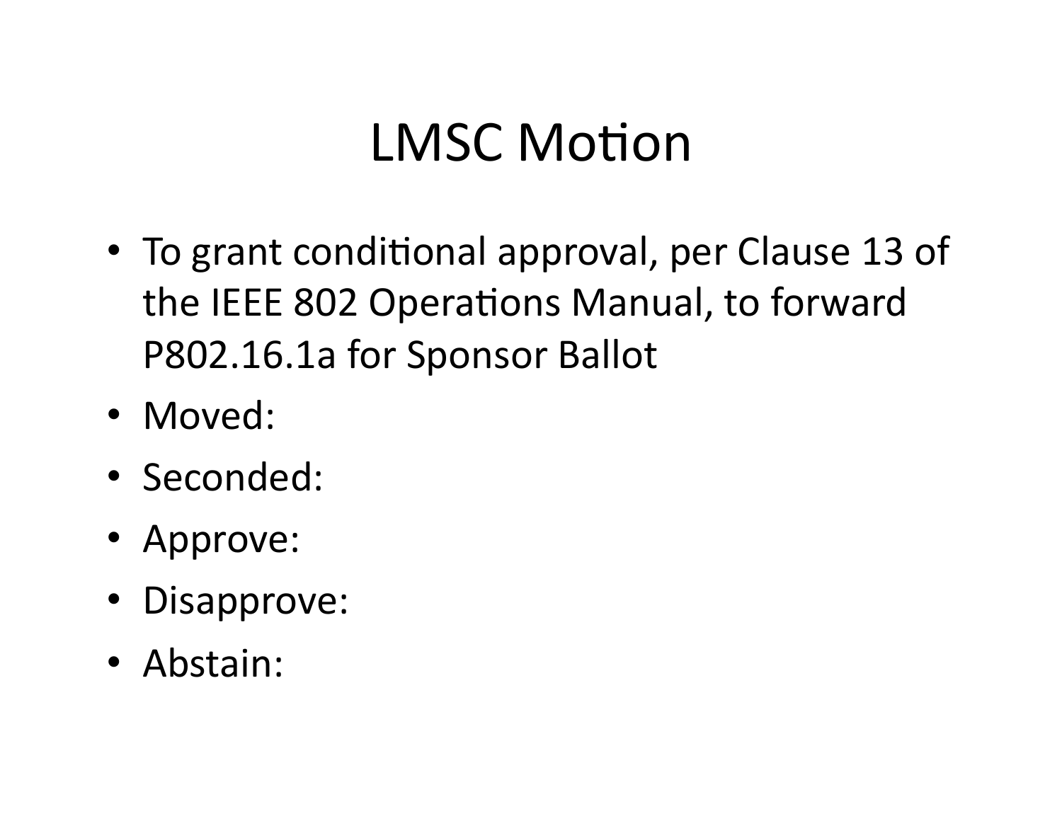# LMSC Motion

- To grant conditional approval, per Clause 13 of the IEEE 802 Operations Manual, to forward P802.16.1a for Sponsor Ballot
- Moved:
- Seconded:
- Approve:
- Disapprove:
- Abstain: